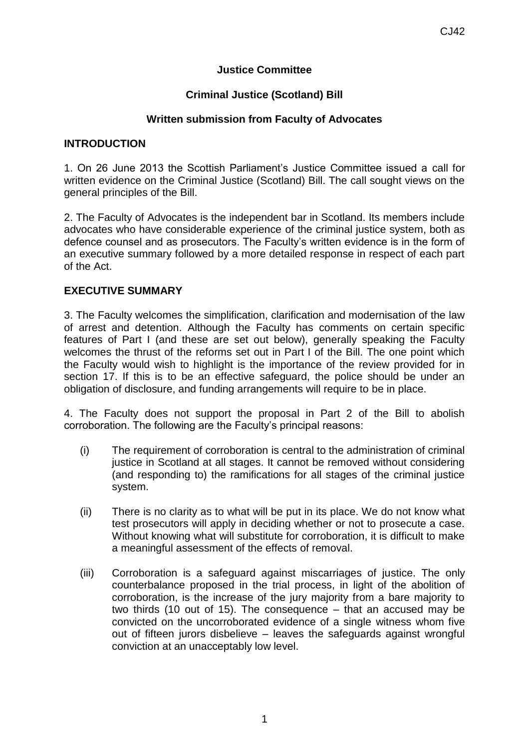CJ42

**Justice Committee**

**Criminal Justice (Scotland) Bill**

**Written submission from Faculty of Advocates**

## INTRODUCTION

1. On 26 June 2013 the Scottish Parliament's Justice Committee issued a call for written evidence on the Criminal Justice (Scotland) Bill. The call sought views on the general principles of the Bill.

2. The Faculty of Advocates is the independent bar in Scotland. Its members include advocates who have considerable experience of the criminal justice system, both as defence counsel and as prosecutors. The Faculty's written evidence is in the form of an executive summary followed by a more detailed response in respect of each part of the Act.

## EXECUTIVE SUMMARY

3. The Faculty welcomes the simplification, clarification and modernisation of the law of arrest and detention. Although the Faculty has comments on certain specific features of Part I (and these are set out below), generally speaking the Faculty welcomes the thrust of the reforms set out in Part I of the Bill. The one point which the Faculty would wish to highlight is the importance of the review provided for in section 17. If this is to be an effective safeguard, the police should be under an obligation of disclosure, and funding arrangements will require to be in place.

4. The Faculty does not support the proposal in Part 2 of the Bill to abolish corroboration. The following are the Faculty's principal reasons:

(i) The requirement of corroboration is central to the administration of criminal justice in Scotland at all stages. It cannot be removed without considering (and responding to) the ramifications for all stages of the criminal justice system.

(ii) There is no clarity as to what will be put in its place. We do not know what test prosecutors will apply in deciding whether or not to prosecute a case. Without knowing what will substitute for corroboration, it is difficult to make a meaningful assessment of the effects of removal.

(iii) Corroboration is a safeguard against miscarriages of justice. The only counterbalance proposed in the trial process, in light of the abolition of corroboration, is the increase of the jury majority from a bare majority to two thirds (10 out of 15). The consequence – that an accused may be convicted on the uncorroborated evidence of a single witness whom five out of fifteen jurors disbelieve – leaves the safeguards against wrongful conviction at an unacceptably low level.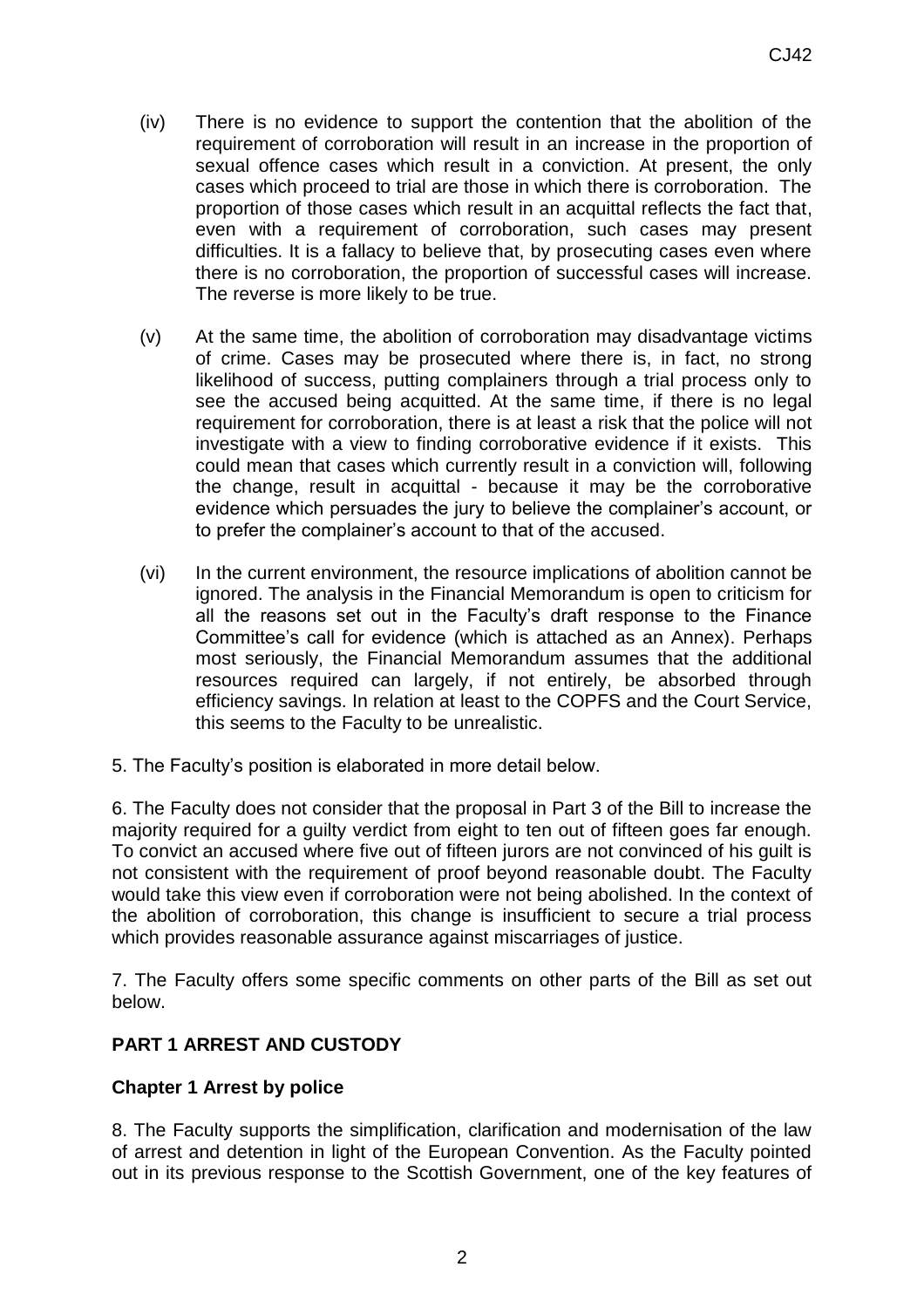(iv) There is no evidence to support the contention that the abolition of the requirement of corroboration will result in an increase in the proportion of sexual offence cases which result in a conviction. At present, the only cases which proceed to trial are those in which there is corroboration. The proportion of those cases which result in an acquittal reflects the fact that, even with a requirement of corroboration, such cases may present difficulties. It is a fallacy to believe that, by prosecuting cases even where there is no corroboration, the proportion of successful cases will increase. The reverse is more likely to be true.

(v) At the same time, the abolition of corroboration may disadvantage victims of crime. Cases may be prosecuted where there is, in fact, no strong likelihood of success, putting complainers through a trial process only to see the accused being acquitted. At the same time, if there is no legal requirement for corroboration, there is at least a risk that the police will not investigate with a view to finding corroborative evidence if it exists. This could mean that cases which currently result in a conviction will, following the change, result in acquittal - because it may be the corroborative evidence which persuades the jury to believe the complainer's account, or to prefer the complainer's account to that of the accused.

(vi) In the current environment, the resource implications of abolition cannot be ignored. The analysis in the Financial Memorandum is open to criticism for all the reasons set out in the Faculty's draft response to the Finance Committee's call for evidence (which is attached as an Annex). Perhaps most seriously, the Financial Memorandum assumes that the additional resources required can largely, if not entirely, be absorbed through efficiency savings. In relation at least to the COPFS and the Court Service, this seems to the Faculty to be unrealistic.

5. The Faculty's position is elaborated in more detail below.

6. The Faculty does not consider that the proposal in Part 3 of the Bill to increase the majority required for a guilty verdict from eight to ten out of fifteen goes far enough. To convict an accused where five out of fifteen jurors are not convinced of his guilt is not consistent with the requirement of proof beyond reasonable doubt. The Faculty would take this view even if corroboration were not being abolished. In the context of the abolition of corroboration, this change is insufficient to secure a trial process which provides reasonable assurance against miscarriages of justice.

7. The Faculty offers some specific comments on other parts of the Bill as set out below.

## PART 1 ARREST AND CUSTODY

### Chapter 1 Arrest by police

8. The Faculty supports the simplification, clarification and modernisation of the law of arrest and detention in light of the European Convention. As the Faculty pointed out in its previous response to the Scottish Government, one of the key features of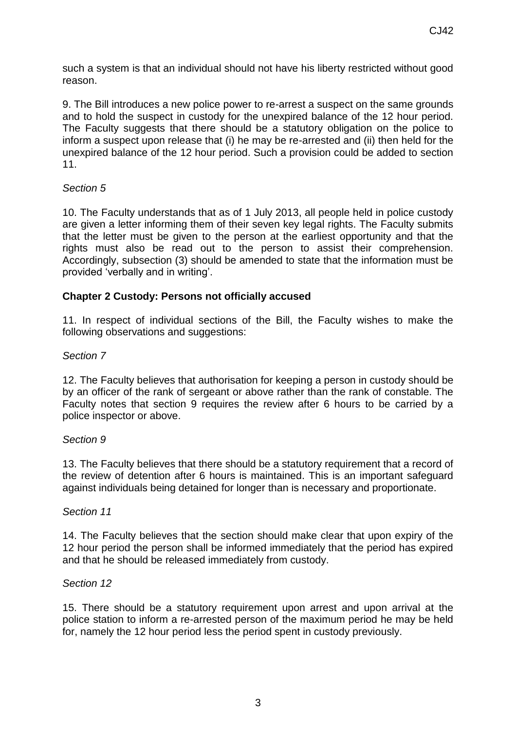such a system is that an individual should not have his liberty restricted without good reason.

9. The Bill introduces a new police power to re-arrest a suspect on the same grounds and to hold the suspect in custody for the unexpired balance of the 12 hour period. The Faculty suggests that there should be a statutory obligation on the police to inform a suspect upon release that (i) he may be re-arrested and (ii) then held for the unexpired balance of the 12 hour period. Such a provision could be added to section 11.

*Section 5*

10. The Faculty understands that as of 1 July 2013, all people held in police custody are given a letter informing them of their seven key legal rights. The Faculty submits that the letter must be given to the person at the earliest opportunity and that the rights must also be read out to the person to assist their comprehension. Accordingly, subsection (3) should be amended to state that the information must be provided 'verbally and in writing'.

**Chapter 2 Custody: Persons not officially accused**

11. In respect of individual sections of the Bill, the Faculty wishes to make the following observations and suggestions:

*Section 7*

12. The Faculty believes that authorisation for keeping a person in custody should be by an officer of the rank of sergeant or above rather than the rank of constable. The Faculty notes that section 9 requires the review after 6 hours to be carried by a police inspector or above.

*Section 9*

13. The Faculty believes that there should be a statutory requirement that a record of the review of detention after 6 hours is maintained. This is an important safeguard against individuals being detained for longer than is necessary and proportionate.

*Section 11*

14. The Faculty believes that the section should make clear that upon expiry of the 12 hour period the person shall be informed immediately that the period has expired and that he should be released immediately from custody.

*Section 12*

15. There should be a statutory requirement upon arrest and upon arrival at the police station to inform a re-arrested person of the maximum period he may be held for, namely the 12 hour period less the period spent in custody previously.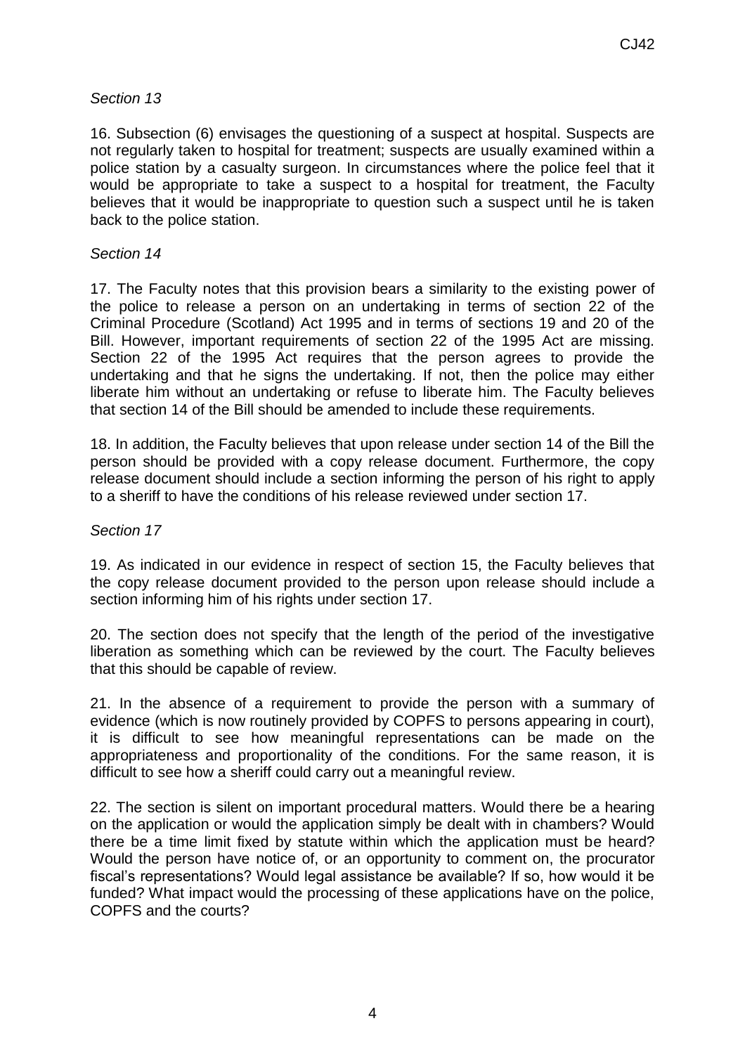*Section 13*

16. Subsection (6) envisages the questioning of a suspect at hospital. Suspects are not regularly taken to hospital for treatment; suspects are usually examined within a police station by a casualty surgeon. In circumstances where the police feel that it would be appropriate to take a suspect to a hospital for treatment, the Faculty believes that it would be inappropriate to question such a suspect until he is taken back to the police station.

*Section 14*

17. The Faculty notes that this provision bears a similarity to the existing power of the police to release a person on an undertaking in terms of section 22 of the Criminal Procedure (Scotland) Act 1995 and in terms of sections 19 and 20 of the Bill. However, important requirements of section 22 of the 1995 Act are missing. Section 22 of the 1995 Act requires that the person agrees to provide the undertaking and that he signs the undertaking. If not, then the police may either liberate him without an undertaking or refuse to liberate him. The Faculty believes that section 14 of the Bill should be amended to include these requirements.

18. In addition, the Faculty believes that upon release under section 14 of the Bill the person should be provided with a copy release document. Furthermore, the copy release document should include a section informing the person of his right to apply to a sheriff to have the conditions of his release reviewed under section 17.

*Section 17*

19. As indicated in our evidence in respect of section 15, the Faculty believes that the copy release document provided to the person upon release should include a section informing him of his rights under section 17.

20. The section does not specify that the length of the period of the investigative liberation as something which can be reviewed by the court. The Faculty believes that this should be capable of review.

21. In the absence of a requirement to provide the person with a summary of evidence (which is now routinely provided by COPFS to persons appearing in court), it is difficult to see how meaningful representations can be made on the appropriateness and proportionality of the conditions. For the same reason, it is difficult to see how a sheriff could carry out a meaningful review.

22. The section is silent on important procedural matters. Would there be a hearing on the application or would the application simply be dealt with in chambers? Would there be a time limit fixed by statute within which the application must be heard? Would the person have notice of, or an opportunity to comment on, the procurator fiscal's representations? Would legal assistance be available? If so, how would it be funded? What impact would the processing of these applications have on the police, COPFS and the courts?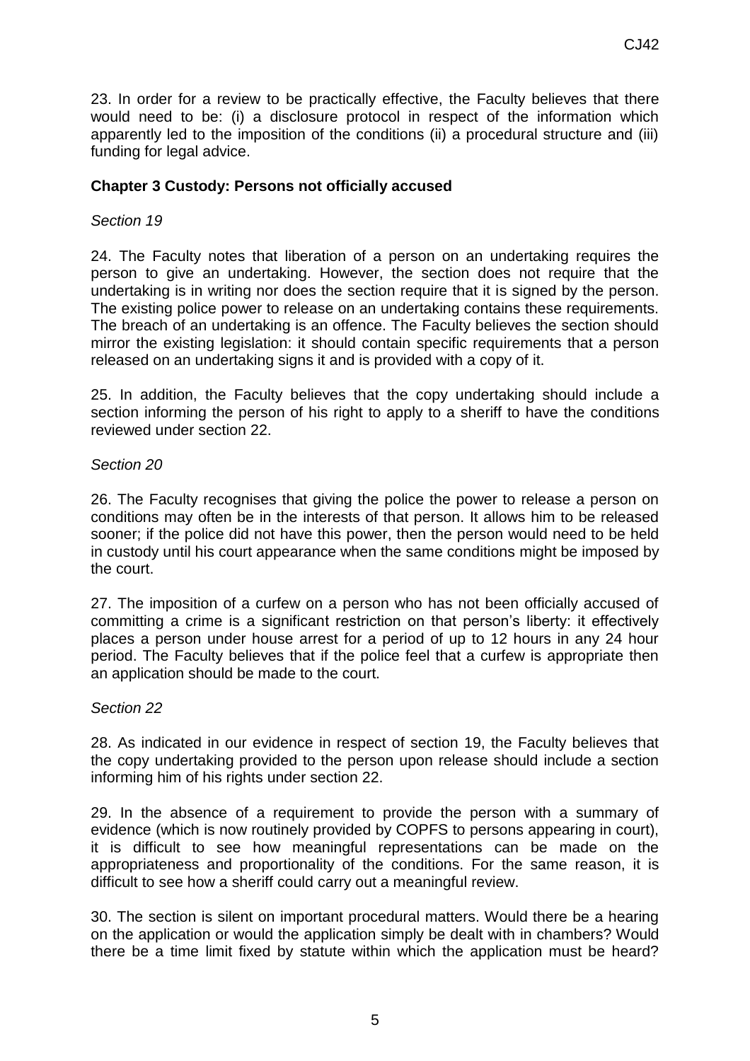23. In order for a review to be practically effective, the Faculty believes that there would need to be: (i) a disclosure protocol in respect of the information which apparently led to the imposition of the conditions (ii) a procedural structure and (iii) funding for legal advice.

**Chapter 3 Custody: Persons not officially accused**

*Section 19*

24. The Faculty notes that liberation of a person on an undertaking requires the person to give an undertaking. However, the section does not require that the undertaking is in writing nor does the section require that it is signed by the person. The existing police power to release on an undertaking contains these requirements. The breach of an undertaking is an offence. The Faculty believes the section should mirror the existing legislation: it should contain specific requirements that a person released on an undertaking signs it and is provided with a copy of it.

25. In addition, the Faculty believes that the copy undertaking should include a section informing the person of his right to apply to a sheriff to have the conditions reviewed under section 22.

*Section 20*

26. The Faculty recognises that giving the police the power to release a person on conditions may often be in the interests of that person. It allows him to be released sooner; if the police did not have this power, then the person would need to be held in custody until his court appearance when the same conditions might be imposed by the court.

27. The imposition of a curfew on a person who has not been officially accused of committing a crime is a significant restriction on that person's liberty: it effectively places a person under house arrest for a period of up to 12 hours in any 24 hour period. The Faculty believes that if the police feel that a curfew is appropriate then an application should be made to the court.

*Section 22*

28. As indicated in our evidence in respect of section 19, the Faculty believes that the copy undertaking provided to the person upon release should include a section informing him of his rights under section 22.

29. In the absence of a requirement to provide the person with a summary of evidence (which is now routinely provided by COPFS to persons appearing in court), it is difficult to see how meaningful representations can be made on the appropriateness and proportionality of the conditions. For the same reason, it is difficult to see how a sheriff could carry out a meaningful review.

30. The section is silent on important procedural matters. Would there be a hearing on the application or would the application simply be dealt with in chambers? Would there be a time limit fixed by statute within which the application must be heard?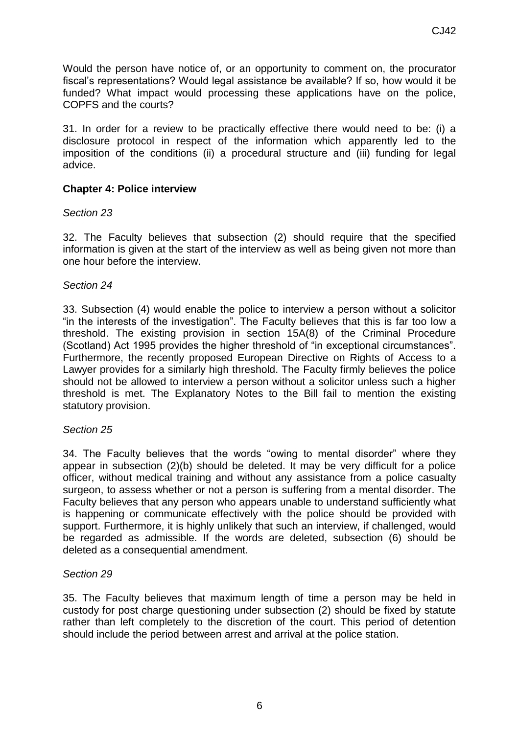Would the person have notice of, or an opportunity to comment on, the procurator fiscal's representations? Would legal assistance be available? If so, how would it be funded? What impact would processing these applications have on the police, COPFS and the courts?

31. In order for a review to be practically effective there would need to be: (i) a disclosure protocol in respect of the information which apparently led to the imposition of the conditions (ii) a procedural structure and (iii) funding for legal advice.

### Chapter 4: Police interview

*Section 23*

32. The Faculty believes that subsection (2) should require that the specified information is given at the start of the interview as well as being given not more than one hour before the interview.

*Section 24*

33. Subsection (4) would enable the police to interview a person without a solicitor "in the interests of the investigation". The Faculty believes that this is far too low a threshold. The existing provision in section 15A(8) of the Criminal Procedure (Scotland) Act 1995 provides the higher threshold of "in exceptional circumstances". Furthermore, the recently proposed European Directive on Rights of Access to a Lawyer provides for a similarly high threshold. The Faculty firmly believes the police should not be allowed to interview a person without a solicitor unless such a higher threshold is met. The Explanatory Notes to the Bill fail to mention the existing statutory provision.

*Section 25*

34. The Faculty believes that the words "owing to mental disorder" where they appear in subsection (2)(b) should be deleted. It may be very difficult for a police officer, without medical training and without any assistance from a police casualty surgeon, to assess whether or not a person is suffering from a mental disorder. The Faculty believes that any person who appears unable to understand sufficiently what is happening or communicate effectively with the police should be provided with support. Furthermore, it is highly unlikely that such an interview, if challenged, would be regarded as admissible. If the words are deleted, subsection (6) should be deleted as a consequential amendment.

*Section 29*

35. The Faculty believes that maximum length of time a person may be held in custody for post charge questioning under subsection (2) should be fixed by statute rather than left completely to the discretion of the court. This period of detention should include the period between arrest and arrival at the police station.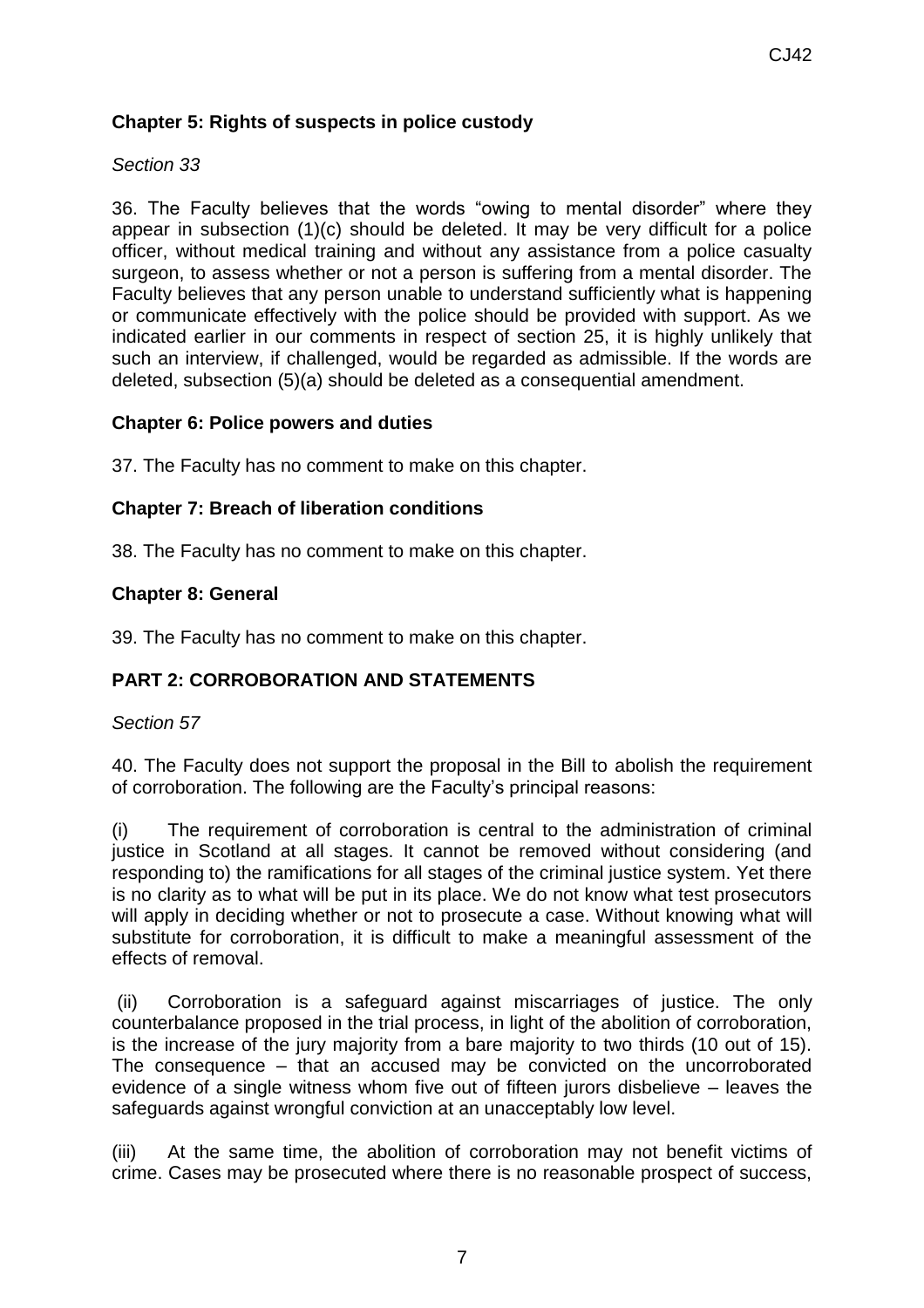**Chapter 5: Rights of suspects in police custody**

*Section 33*

36. The Faculty believes that the words "owing to mental disorder" where they appear in subsection (1)(c) should be deleted. It may be very difficult for a police officer, without medical training and without any assistance from a police casualty surgeon, to assess whether or not a person is suffering from a mental disorder. The Faculty believes that any person unable to understand sufficiently what is happening or communicate effectively with the police should be provided with support. As we indicated earlier in our comments in respect of section 25, it is highly unlikely that such an interview, if challenged, would be regarded as admissible. If the words are deleted, subsection (5)(a) should be deleted as a consequential amendment.

**Chapter 6: Police powers and duties**

37. The Faculty has no comment to make on this chapter.

**Chapter 7: Breach of liberation conditions**

38. The Faculty has no comment to make on this chapter.

**Chapter 8: General**

39. The Faculty has no comment to make on this chapter.

**PART 2: CORROBORATION AND STATEMENTS**

*Section 57*

40. The Faculty does not support the proposal in the Bill to abolish the requirement of corroboration. The following are the Faculty's principal reasons:

(i) The requirement of corroboration is central to the administration of criminal justice in Scotland at all stages. It cannot be removed without considering (and responding to) the ramifications for all stages of the criminal justice system. Yet there is no clarity as to what will be put in its place. We do not know what test prosecutors will apply in deciding whether or not to prosecute a case. Without knowing what will substitute for corroboration, it is difficult to make a meaningful assessment of the effects of removal.

(ii) Corroboration is a safeguard against miscarriages of justice. The only counterbalance proposed in the trial process, in light of the abolition of corroboration, is the increase of the jury majority from a bare majority to two thirds (10 out of 15). The consequence – that an accused may be convicted on the uncorroborated evidence of a single witness whom five out of fifteen jurors disbelieve – leaves the safeguards against wrongful conviction at an unacceptably low level.

(iii) At the same time, the abolition of corroboration may not benefit victims of crime. Cases may be prosecuted where there is no reasonable prospect of success,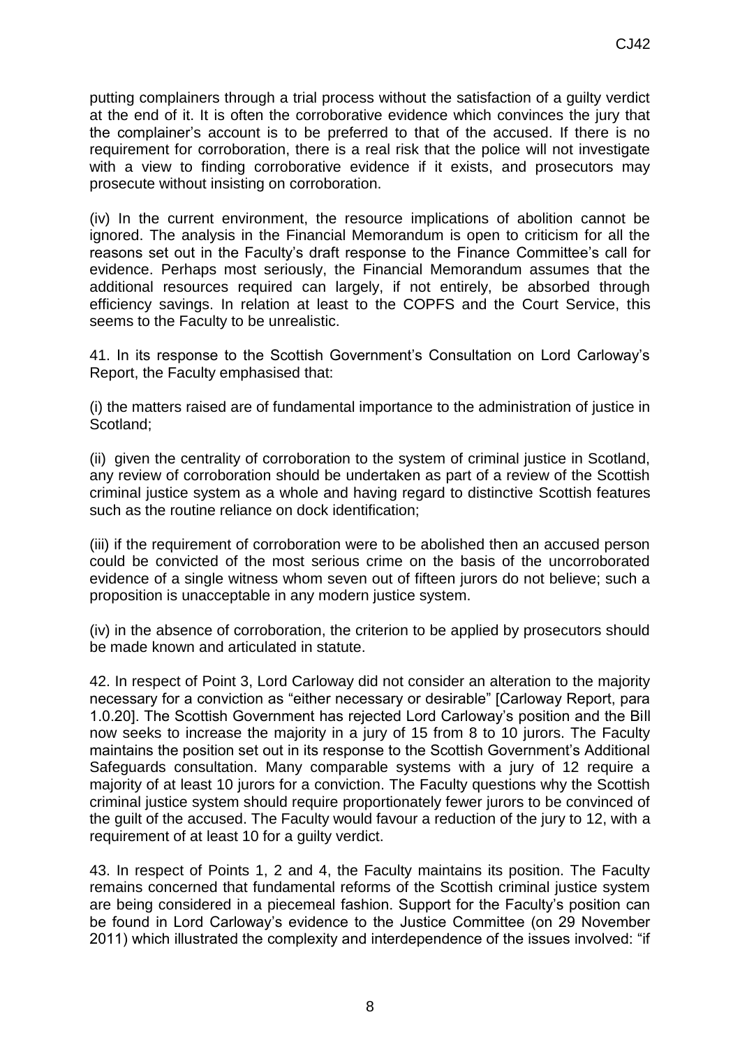putting complainers through a trial process without the satisfaction of a guilty verdict at the end of it. It is often the corroborative evidence which convinces the jury that the complainer's account is to be preferred to that of the accused. If there is no requirement for corroboration, there is a real risk that the police will not investigate with a view to finding corroborative evidence if it exists, and prosecutors may prosecute without insisting on corroboration.

(iv) In the current environment, the resource implications of abolition cannot be ignored. The analysis in the Financial Memorandum is open to criticism for all the reasons set out in the Faculty's draft response to the Finance Committee's call for evidence. Perhaps most seriously, the Financial Memorandum assumes that the additional resources required can largely, if not entirely, be absorbed through efficiency savings. In relation at least to the COPFS and the Court Service, this seems to the Faculty to be unrealistic.

41. In its response to the Scottish Government's Consultation on Lord Carloway's Report, the Faculty emphasised that:

(i) the matters raised are of fundamental importance to the administration of justice in Scotland;

(ii) given the centrality of corroboration to the system of criminal justice in Scotland, any review of corroboration should be undertaken as part of a review of the Scottish criminal justice system as a whole and having regard to distinctive Scottish features such as the routine reliance on dock identification;

(iii) if the requirement of corroboration were to be abolished then an accused person could be convicted of the most serious crime on the basis of the uncorroborated evidence of a single witness whom seven out of fifteen jurors do not believe; such a proposition is unacceptable in any modern justice system.

(iv) in the absence of corroboration, the criterion to be applied by prosecutors should be made known and articulated in statute.

42. In respect of Point 3, Lord Carloway did not consider an alteration to the majority necessary for a conviction as "either necessary or desirable" [Carloway Report, para 1.0.20]. The Scottish Government has rejected Lord Carloway's position and the Bill now seeks to increase the majority in a jury of 15 from 8 to 10 jurors. The Faculty maintains the position set out in its response to the Scottish Government's Additional Safeguards consultation. Many comparable systems with a jury of 12 require a majority of at least 10 jurors for a conviction. The Faculty questions why the Scottish criminal justice system should require proportionately fewer jurors to be convinced of the guilt of the accused. The Faculty would favour a reduction of the jury to 12, with a requirement of at least 10 for a guilty verdict.

43. In respect of Points 1, 2 and 4, the Faculty maintains its position. The Faculty remains concerned that fundamental reforms of the Scottish criminal justice system are being considered in a piecemeal fashion. Support for the Faculty's position can be found in Lord Carloway's evidence to the Justice Committee (on 29 November 2011) which illustrated the complexity and interdependence of the issues involved: "if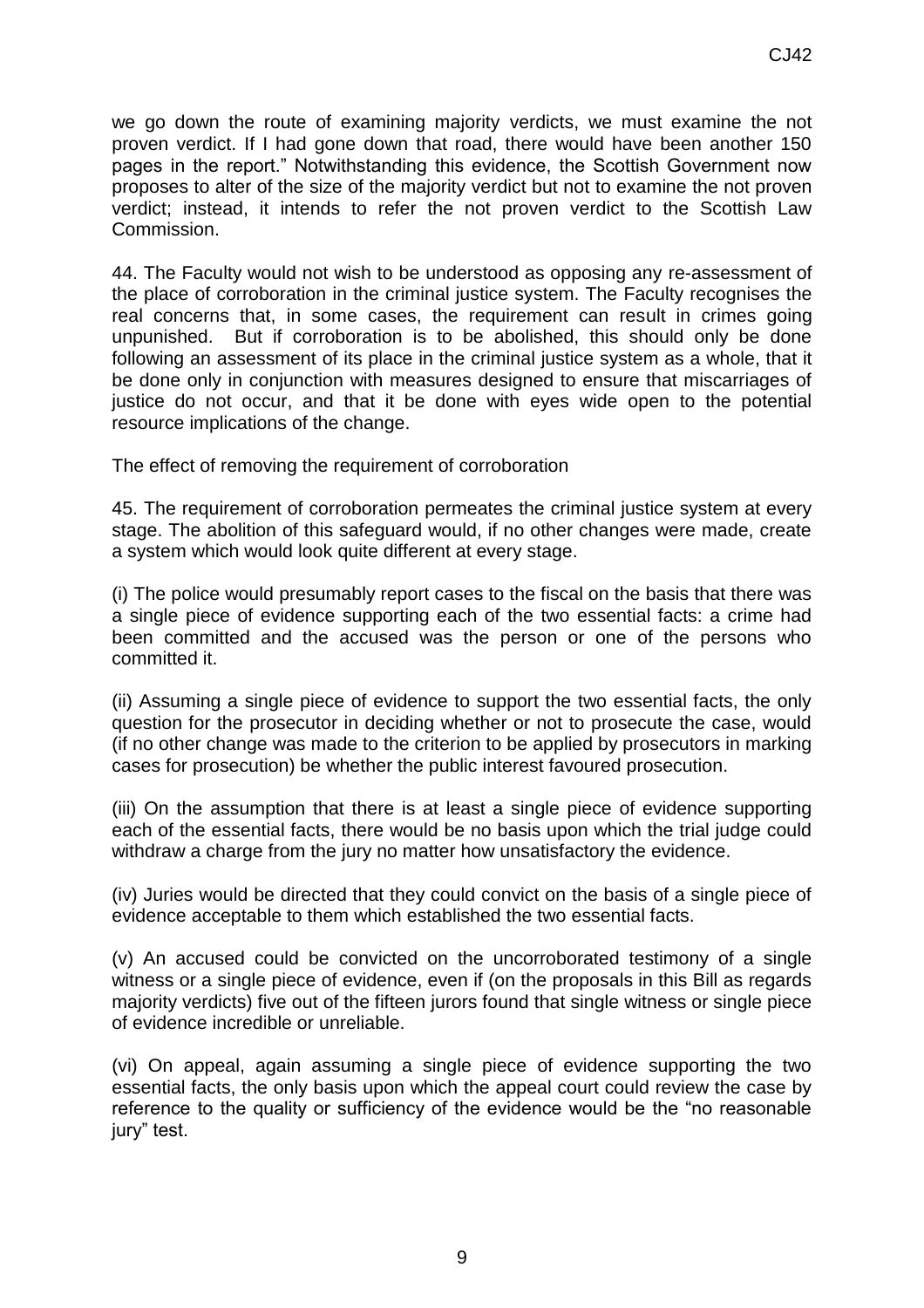we go down the route of examining majority verdicts, we must examine the not proven verdict. If I had gone down that road, there would have been another 150 pages in the report." Notwithstanding this evidence, the Scottish Government now proposes to alter of the size of the majority verdict but not to examine the not proven verdict; instead, it intends to refer the not proven verdict to the Scottish Law Commission.

44. The Faculty would not wish to be understood as opposing any re-assessment of the place of corroboration in the criminal justice system. The Faculty recognises the real concerns that, in some cases, the requirement can result in crimes going unpunished. But if corroboration is to be abolished, this should only be done following an assessment of its place in the criminal justice system as a whole, that it be done only in conjunction with measures designed to ensure that miscarriages of justice do not occur, and that it be done with eyes wide open to the potential resource implications of the change.

The effect of removing the requirement of corroboration

45. The requirement of corroboration permeates the criminal justice system at every stage. The abolition of this safeguard would, if no other changes were made, create a system which would look quite different at every stage.

(i) The police would presumably report cases to the fiscal on the basis that there was a single piece of evidence supporting each of the two essential facts: a crime had been committed and the accused was the person or one of the persons who committed it.

(ii) Assuming a single piece of evidence to support the two essential facts, the only question for the prosecutor in deciding whether or not to prosecute the case, would (if no other change was made to the criterion to be applied by prosecutors in marking cases for prosecution) be whether the public interest favoured prosecution.

(iii) On the assumption that there is at least a single piece of evidence supporting each of the essential facts, there would be no basis upon which the trial judge could withdraw a charge from the jury no matter how unsatisfactory the evidence.

(iv) Juries would be directed that they could convict on the basis of a single piece of evidence acceptable to them which established the two essential facts.

(v) An accused could be convicted on the uncorroborated testimony of a single witness or a single piece of evidence, even if (on the proposals in this Bill as regards majority verdicts) five out of the fifteen jurors found that single witness or single piece of evidence incredible or unreliable.

(vi) On appeal, again assuming a single piece of evidence supporting the two essential facts, the only basis upon which the appeal court could review the case by reference to the quality or sufficiency of the evidence would be the "no reasonable jury" test.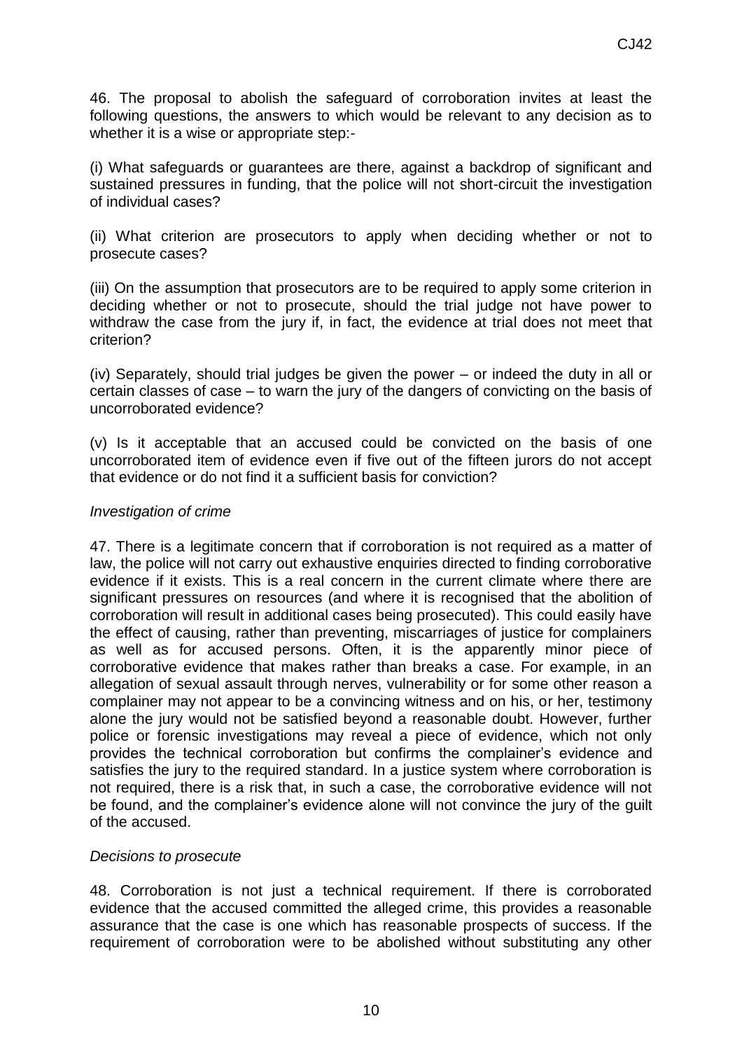46. The proposal to abolish the safeguard of corroboration invites at least the following questions, the answers to which would be relevant to any decision as to whether it is a wise or appropriate step:-

(i) What safeguards or guarantees are there, against a backdrop of significant and sustained pressures in funding, that the police will not short-circuit the investigation of individual cases?

(ii) What criterion are prosecutors to apply when deciding whether or not to prosecute cases?

(iii) On the assumption that prosecutors are to be required to apply some criterion in deciding whether or not to prosecute, should the trial judge not have power to withdraw the case from the jury if, in fact, the evidence at trial does not meet that criterion?

(iv) Separately, should trial judges be given the power – or indeed the duty in all or certain classes of case – to warn the jury of the dangers of convicting on the basis of uncorroborated evidence?

(v) Is it acceptable that an accused could be convicted on the basis of one uncorroborated item of evidence even if five out of the fifteen jurors do not accept that evidence or do not find it a sufficient basis for conviction?

*Investigation of crime*

47. There is a legitimate concern that if corroboration is not required as a matter of law, the police will not carry out exhaustive enquiries directed to finding corroborative evidence if it exists. This is a real concern in the current climate where there are significant pressures on resources (and where it is recognised that the abolition of corroboration will result in additional cases being prosecuted). This could easily have the effect of causing, rather than preventing, miscarriages of justice for complainers as well as for accused persons. Often, it is the apparently minor piece of corroborative evidence that makes rather than breaks a case. For example, in an allegation of sexual assault through nerves, vulnerability or for some other reason a complainer may not appear to be a convincing witness and on his, or her, testimony alone the jury would not be satisfied beyond a reasonable doubt. However, further police or forensic investigations may reveal a piece of evidence, which not only provides the technical corroboration but confirms the complainer's evidence and satisfies the jury to the required standard. In a justice system where corroboration is not required, there is a risk that, in such a case, the corroborative evidence will not be found, and the complainer's evidence alone will not convince the jury of the guilt of the accused.

*Decisions to prosecute*

48. Corroboration is not just a technical requirement. If there is corroborated evidence that the accused committed the alleged crime, this provides a reasonable assurance that the case is one which has reasonable prospects of success. If the requirement of corroboration were to be abolished without substituting any other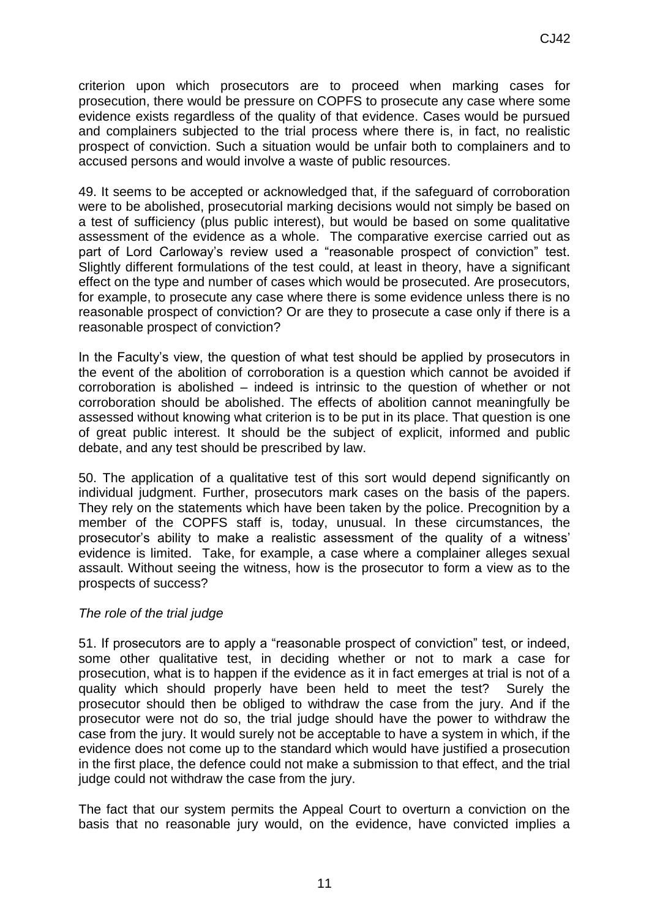criterion upon which prosecutors are to proceed when marking cases for prosecution, there would be pressure on COPFS to prosecute any case where some evidence exists regardless of the quality of that evidence. Cases would be pursued and complainers subjected to the trial process where there is, in fact, no realistic prospect of conviction. Such a situation would be unfair both to complainers and to accused persons and would involve a waste of public resources.

49. It seems to be accepted or acknowledged that, if the safeguard of corroboration were to be abolished, prosecutorial marking decisions would not simply be based on a test of sufficiency (plus public interest), but would be based on some qualitative assessment of the evidence as a whole. The comparative exercise carried out as part of Lord Carloway's review used a "reasonable prospect of conviction" test. Slightly different formulations of the test could, at least in theory, have a significant effect on the type and number of cases which would be prosecuted. Are prosecutors, for example, to prosecute any case where there is some evidence unless there is no reasonable prospect of conviction? Or are they to prosecute a case only if there is a reasonable prospect of conviction?

In the Faculty's view, the question of what test should be applied by prosecutors in the event of the abolition of corroboration is a question which cannot be avoided if corroboration is abolished – indeed is intrinsic to the question of whether or not corroboration should be abolished. The effects of abolition cannot meaningfully be assessed without knowing what criterion is to be put in its place. That question is one of great public interest. It should be the subject of explicit, informed and public debate, and any test should be prescribed by law.

50. The application of a qualitative test of this sort would depend significantly on individual judgment. Further, prosecutors mark cases on the basis of the papers. They rely on the statements which have been taken by the police. Precognition by a member of the COPFS staff is, today, unusual. In these circumstances, the prosecutor's ability to make a realistic assessment of the quality of a witness' evidence is limited. Take, for example, a case where a complainer alleges sexual assault. Without seeing the witness, how is the prosecutor to form a view as to the prospects of success?

*The role of the trial judge*

51. If prosecutors are to apply a "reasonable prospect of conviction" test, or indeed, some other qualitative test, in deciding whether or not to mark a case for prosecution, what is to happen if the evidence as it in fact emerges at trial is not of a quality which should properly have been held to meet the test? Surely the prosecutor should then be obliged to withdraw the case from the jury. And if the prosecutor were not do so, the trial judge should have the power to withdraw the case from the jury. It would surely not be acceptable to have a system in which, if the evidence does not come up to the standard which would have justified a prosecution in the first place, the defence could not make a submission to that effect, and the trial judge could not withdraw the case from the jury.

The fact that our system permits the Appeal Court to overturn a conviction on the basis that no reasonable jury would, on the evidence, have convicted implies a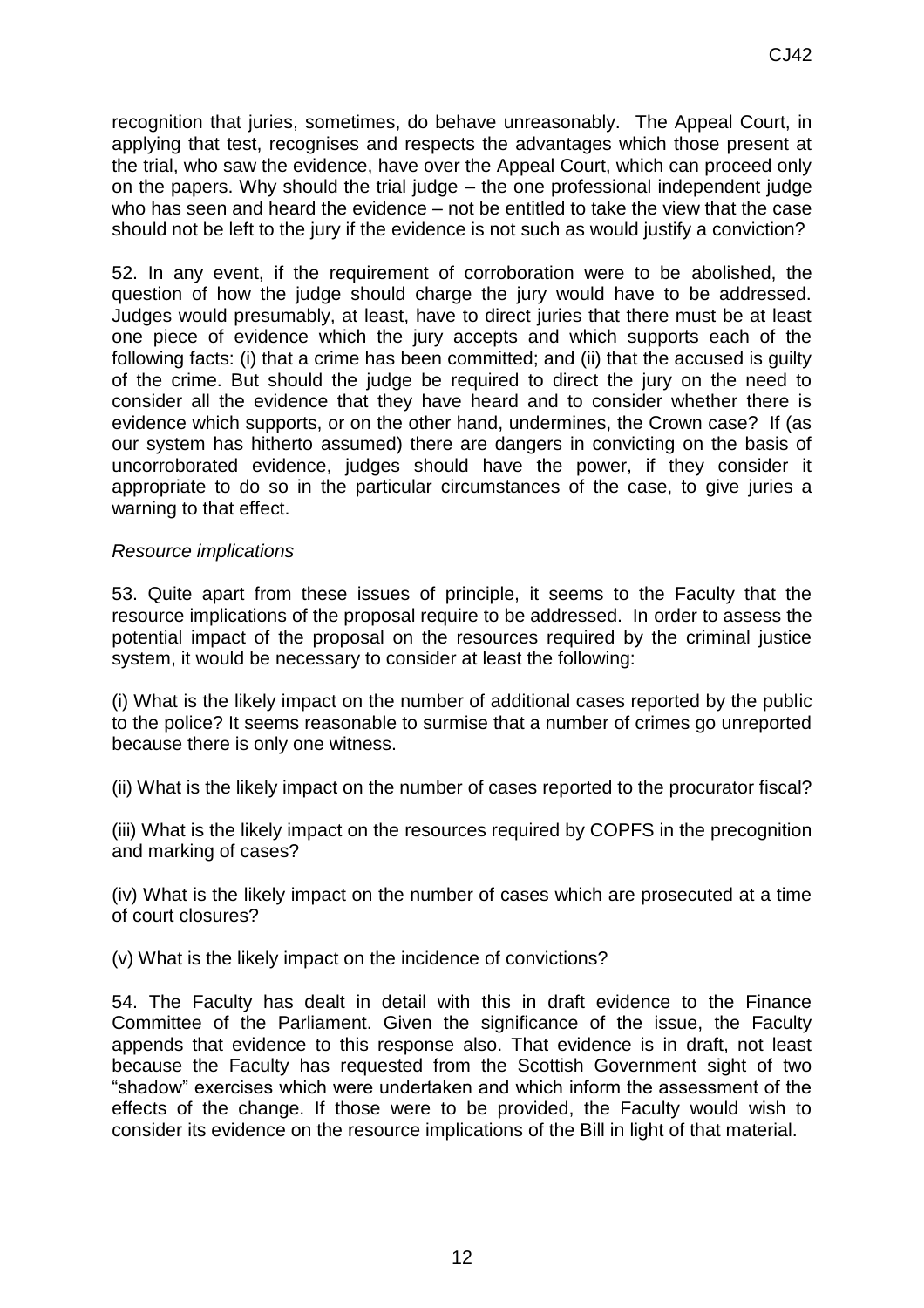recognition that juries, sometimes, do behave unreasonably. The Appeal Court, in applying that test, recognises and respects the advantages which those present at the trial, who saw the evidence, have over the Appeal Court, which can proceed only on the papers. Why should the trial judge – the one professional independent judge who has seen and heard the evidence – not be entitled to take the view that the case should not be left to the jury if the evidence is not such as would justify a conviction?

52. In any event, if the requirement of corroboration were to be abolished, the question of how the judge should charge the jury would have to be addressed. Judges would presumably, at least, have to direct juries that there must be at least one piece of evidence which the jury accepts and which supports each of the following facts: (i) that a crime has been committed; and (ii) that the accused is guilty of the crime. But should the judge be required to direct the jury on the need to consider all the evidence that they have heard and to consider whether there is evidence which supports, or on the other hand, undermines, the Crown case? If (as our system has hitherto assumed) there are dangers in convicting on the basis of uncorroborated evidence, judges should have the power, if they consider it appropriate to do so in the particular circumstances of the case, to give juries a warning to that effect.

*Resource implications*

53. Quite apart from these issues of principle, it seems to the Faculty that the resource implications of the proposal require to be addressed. In order to assess the potential impact of the proposal on the resources required by the criminal justice system, it would be necessary to consider at least the following:

(i) What is the likely impact on the number of additional cases reported by the public to the police? It seems reasonable to surmise that a number of crimes go unreported because there is only one witness.

(ii) What is the likely impact on the number of cases reported to the procurator fiscal?

(iii) What is the likely impact on the resources required by COPFS in the precognition and marking of cases?

(iv) What is the likely impact on the number of cases which are prosecuted at a time of court closures?

(v) What is the likely impact on the incidence of convictions?

54. The Faculty has dealt in detail with this in draft evidence to the Finance Committee of the Parliament. Given the significance of the issue, the Faculty appends that evidence to this response also. That evidence is in draft, not least because the Faculty has requested from the Scottish Government sight of two "shadow" exercises which were undertaken and which inform the assessment of the effects of the change. If those were to be provided, the Faculty would wish to consider its evidence on the resource implications of the Bill in light of that material.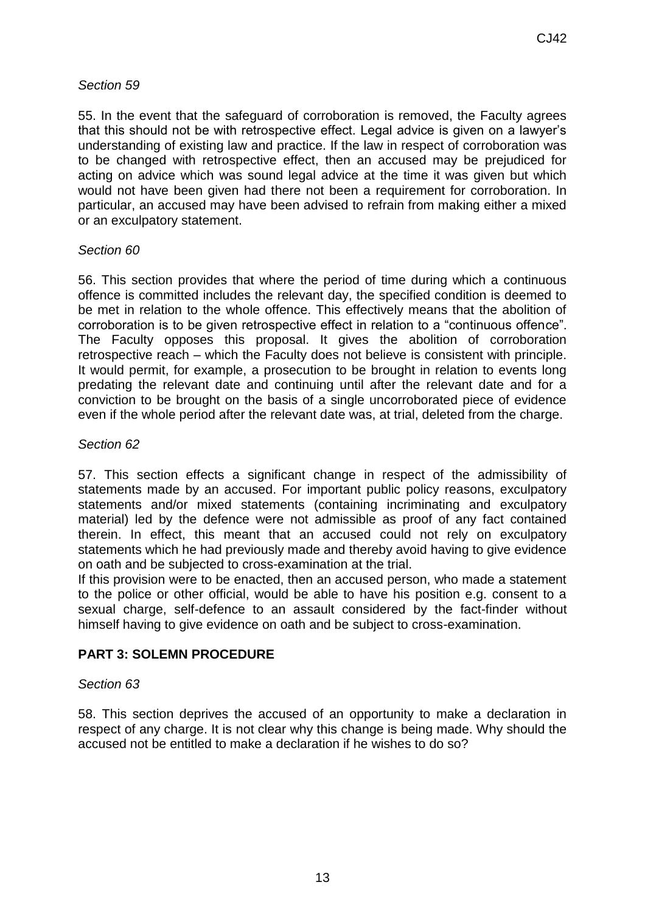*Section 59*

55. In the event that the safeguard of corroboration is removed, the Faculty agrees that this should not be with retrospective effect. Legal advice is given on a lawyer's understanding of existing law and practice. If the law in respect of corroboration was to be changed with retrospective effect, then an accused may be prejudiced for acting on advice which was sound legal advice at the time it was given but which would not have been given had there not been a requirement for corroboration. In particular, an accused may have been advised to refrain from making either a mixed or an exculpatory statement.

*Section 60*

56. This section provides that where the period of time during which a continuous offence is committed includes the relevant day, the specified condition is deemed to be met in relation to the whole offence. This effectively means that the abolition of corroboration is to be given retrospective effect in relation to a "continuous offence". The Faculty opposes this proposal. It gives the abolition of corroboration retrospective reach – which the Faculty does not believe is consistent with principle. It would permit, for example, a prosecution to be brought in relation to events long predating the relevant date and continuing until after the relevant date and for a conviction to be brought on the basis of a single uncorroborated piece of evidence even if the whole period after the relevant date was, at trial, deleted from the charge.

*Section 62*

57. This section effects a significant change in respect of the admissibility of statements made by an accused. For important public policy reasons, exculpatory statements and/or mixed statements (containing incriminating and exculpatory material) led by the defence were not admissible as proof of any fact contained therein. In effect, this meant that an accused could not rely on exculpatory statements which he had previously made and thereby avoid having to give evidence on oath and be subjected to cross-examination at the trial.
If this provision were to be enacted, then an accused person, who made a statement to the police or other official, would be able to have his position e.g. consent to a sexual charge, self-defence to an assault considered by the fact-finder without himself having to give evidence on oath and be subject to cross-examination.

## PART 3: SOLEMN PROCEDURE

*Section 63*

58. This section deprives the accused of an opportunity to make a declaration in respect of any charge. It is not clear why this change is being made. Why should the accused not be entitled to make a declaration if he wishes to do so?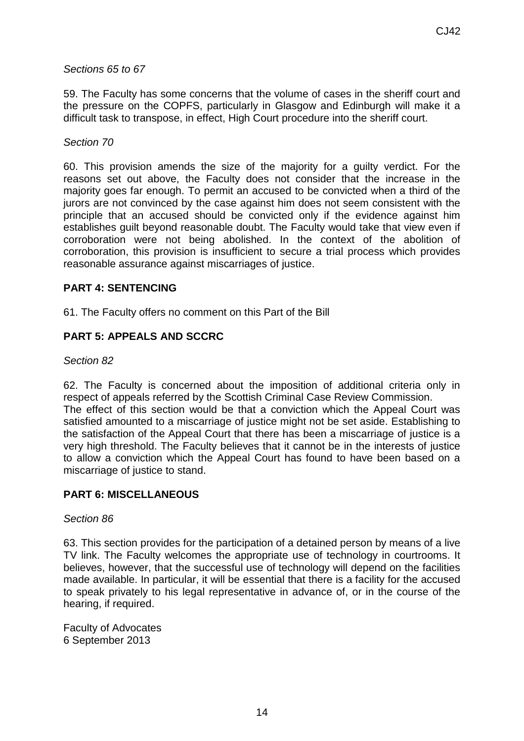*Sections 65 to 67*

59. The Faculty has some concerns that the volume of cases in the sheriff court and the pressure on the COPFS, particularly in Glasgow and Edinburgh will make it a difficult task to transpose, in effect, High Court procedure into the sheriff court.

*Section 70*

60. This provision amends the size of the majority for a guilty verdict. For the reasons set out above, the Faculty does not consider that the increase in the majority goes far enough. To permit an accused to be convicted when a third of the jurors are not convinced by the case against him does not seem consistent with the principle that an accused should be convicted only if the evidence against him establishes guilt beyond reasonable doubt. The Faculty would take that view even if corroboration were not being abolished. In the context of the abolition of corroboration, this provision is insufficient to secure a trial process which provides reasonable assurance against miscarriages of justice.

**PART 4: SENTENCING**

61. The Faculty offers no comment on this Part of the Bill

**PART 5: APPEALS AND SCCRC**

*Section 82*

62. The Faculty is concerned about the imposition of additional criteria only in respect of appeals referred by the Scottish Criminal Case Review Commission.
The effect of this section would be that a conviction which the Appeal Court was satisfied amounted to a miscarriage of justice might not be set aside. Establishing to the satisfaction of the Appeal Court that there has been a miscarriage of justice is a very high threshold. The Faculty believes that it cannot be in the interests of justice to allow a conviction which the Appeal Court has found to have been based on a miscarriage of justice to stand.

**PART 6: MISCELLANEOUS**

*Section 86*

63. This section provides for the participation of a detained person by means of a live TV link. The Faculty welcomes the appropriate use of technology in courtrooms. It believes, however, that the successful use of technology will depend on the facilities made available. In particular, it will be essential that there is a facility for the accused to speak privately to his legal representative in advance of, or in the course of the hearing, if required.

Faculty of Advocates
6 September 2013